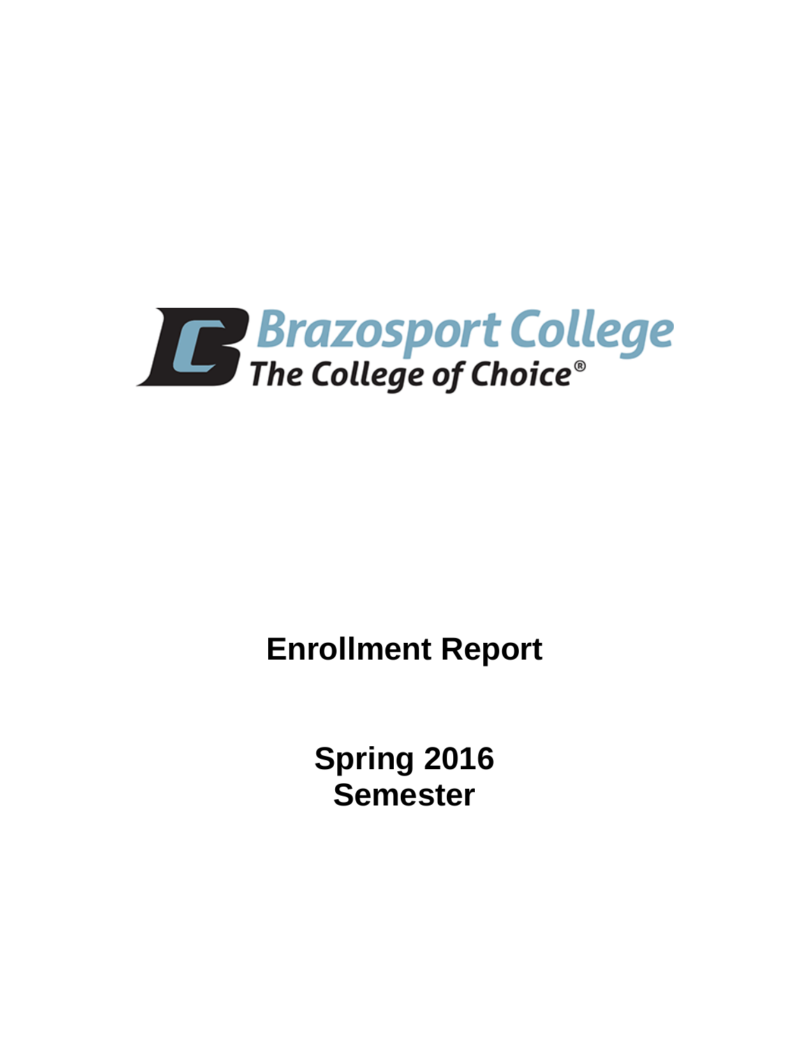Brazosport College

The College of Choice®

# Enrollment Report

## Spring 2016 Semester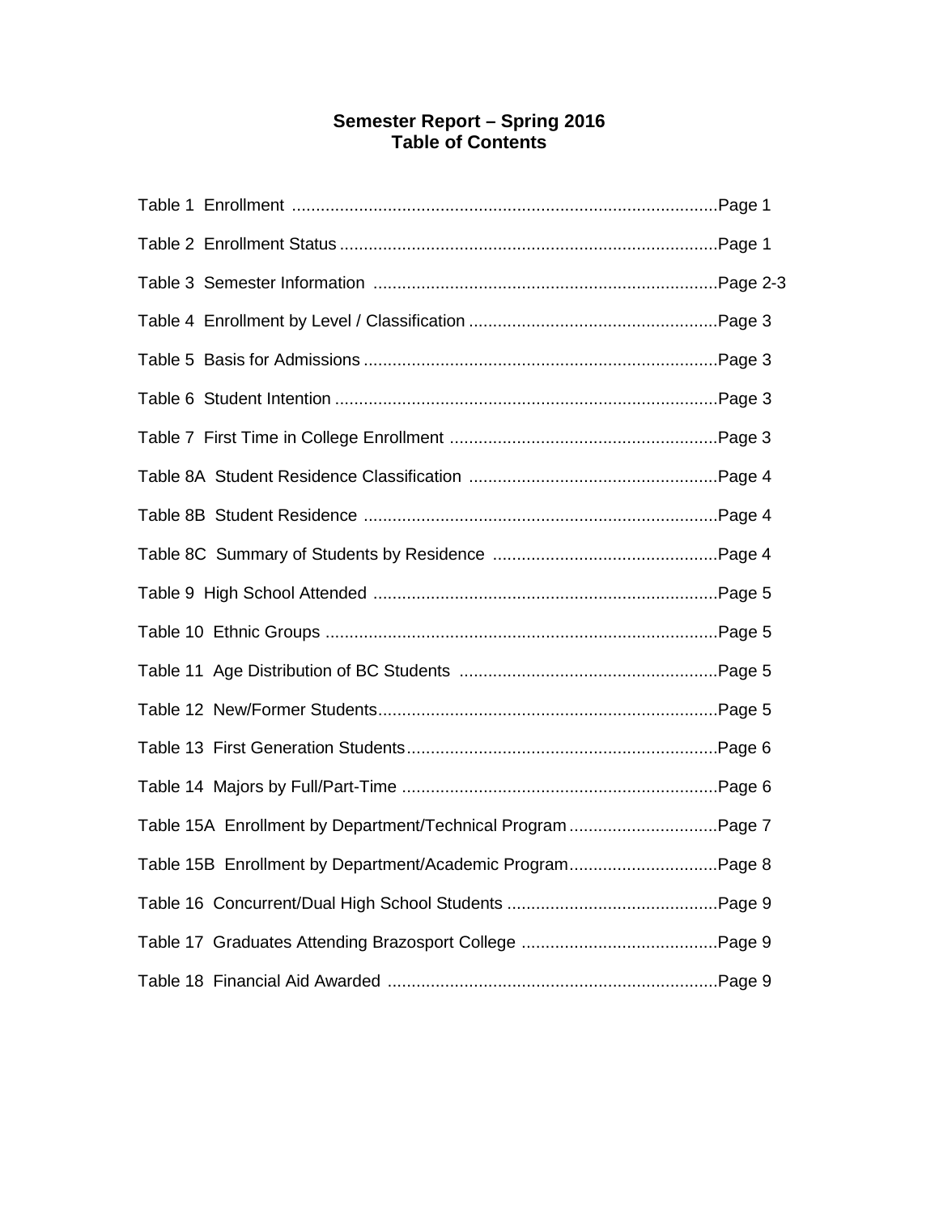# Semester Report – Spring 2016
## Table of Contents

Table 1 Enrollment ........................................................................................Page 1

Table 2 Enrollment Status ..............................................................................Page 1

Table 3 Semester Information .......................................................................Page 2-3

Table 4 Enrollment by Level / Classification ...................................................Page 3

Table 5 Basis for Admissions .........................................................................Page 3

Table 6 Student Intention ...............................................................................Page 3

Table 7 First Time in College Enrollment ........................................................Page 3

Table 8A Student Residence Classification ...................................................Page 4

Table 8B Student Residence .........................................................................Page 4

Table 8C Summary of Students by Residence ..............................................Page 4

Table 9 High School Attended .......................................................................Page 5

Table 10 Ethnic Groups .................................................................................Page 5

Table 11 Age Distribution of BC Students .....................................................Page 5

Table 12 New/Former Students......................................................................Page 5

Table 13 First Generation Students................................................................Page 6

Table 14 Majors by Full/Part-Time .................................................................Page 6

Table 15A Enrollment by Department/Technical Program ...............................Page 7

Table 15B Enrollment by Department/Academic Program...............................Page 8

Table 16 Concurrent/Dual High School Students ...........................................Page 9

Table 17 Graduates Attending Brazosport College .........................................Page 9

Table 18 Financial Aid Awarded ....................................................................Page 9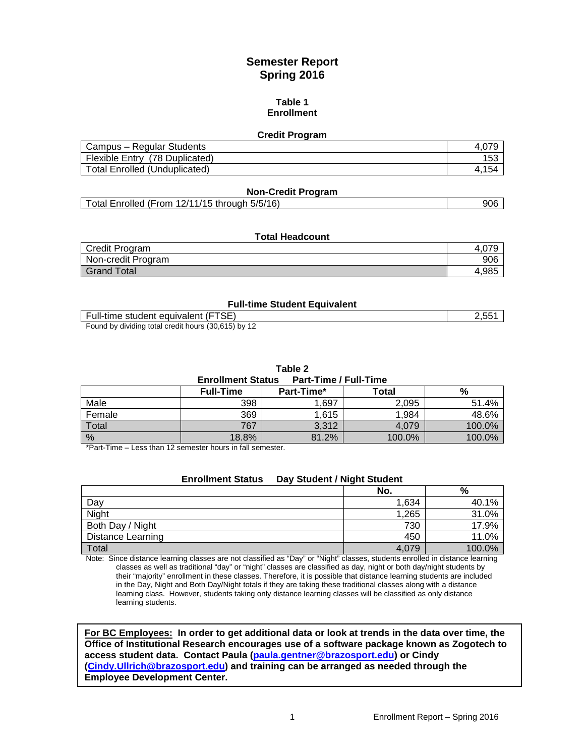# Semester Report
# Spring 2016

## Table 1
## Enrollment

### Credit Program

| | |
|---|---|
| Campus – Regular Students | 4,079 |
| Flexible Entry (78 Duplicated) | 153 |
| Total Enrolled (Unduplicated) | 4,154 |

### Non-Credit Program

| | |
|---|---|
| Total Enrolled (From 12/11/15 through 5/5/16) | 906 |

### Total Headcount

| | |
|---|---|
| Credit Program | 4,079 |
| Non-credit Program | 906 |
| Grand Total | 4,985 |

### Full-time Student Equivalent

| | |
|---|---|
| Full-time student equivalent (FTSE) | 2,551 |

Found by dividing total credit hours (30,615) by 12

## Table 2
### Enrollment Status Part-Time / Full-Time

| | Full-Time | Part-Time* | Total | % |
|---|---|---|---|---|
| Male | 398 | 1,697 | 2,095 | 51.4% |
| Female | 369 | 1,615 | 1,984 | 48.6% |
| Total | 767 | 3,312 | 4,079 | 100.0% |
| % | 18.8% | 81.2% | 100.0% | 100.0% |

*Part-Time – Less than 12 semester hours in fall semester.

### Enrollment Status Day Student / Night Student

| | No. | % |
|---|---|---|
| Day | 1,634 | 40.1% |
| Night | 1,265 | 31.0% |
| Both Day / Night | 730 | 17.9% |
| Distance Learning | 450 | 11.0% |
| Total | 4,079 | 100.0% |

Note: Since distance learning classes are not classified as "Day" or "Night" classes, students enrolled in distance learning classes as well as traditional "day" or "night" classes are classified as day, night or both day/night students by their "majority" enrollment in these classes. Therefore, it is possible that distance learning students are included in the Day, Night and Both Day/Night totals if they are taking these traditional classes along with a distance learning class. However, students taking only distance learning classes will be classified as only distance learning students.

**For BC Employees: In order to get additional data or look at trends in the data over time, the Office of Institutional Research encourages use of a software package known as Zogotech to access student data. Contact Paula (paula.gentner@brazosport.edu) or Cindy (Cindy.Ullrich@brazosport.edu) and training can be arranged as needed through the Employee Development Center.**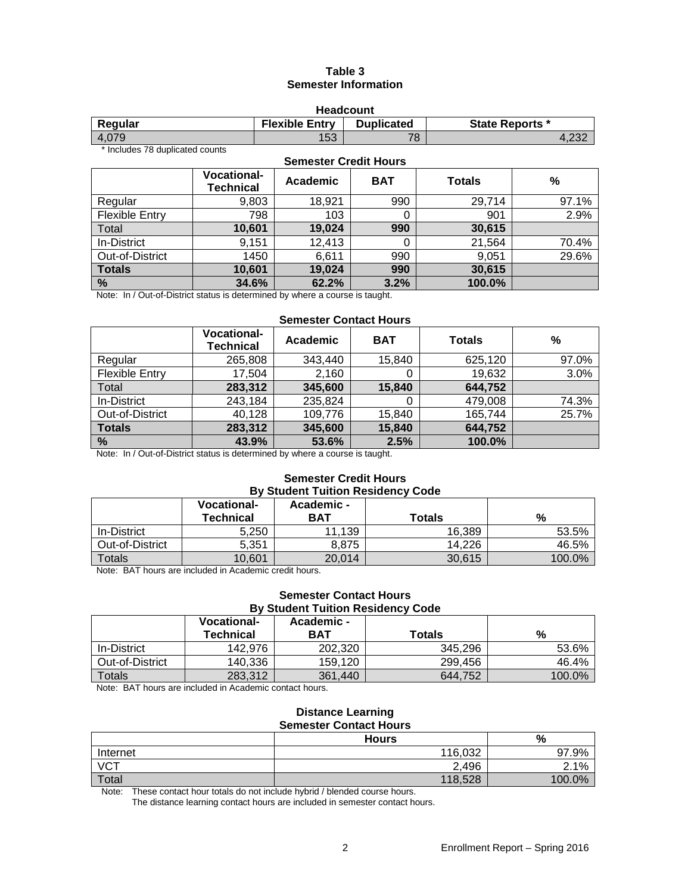# Table 3
## Semester Information

### Headcount

| Regular | Flexible Entry | Duplicated | State Reports * |
|---|---|---|---|
| 4,079 | 153 | 78 | 4,232 |

\* Includes 78 duplicated counts

### Semester Credit Hours

| | Vocational-Technical | Academic | BAT | Totals | % |
|---|---|---|---|---|---|
| Regular | 9,803 | 18,921 | 990 | 29,714 | 97.1% |
| Flexible Entry | 798 | 103 | 0 | 901 | 2.9% |
| Total | **10,601** | **19,024** | **990** | **30,615** | |
| In-District | 9,151 | 12,413 | 0 | 21,564 | 70.4% |
| Out-of-District | 1450 | 6,611 | 990 | 9,051 | 29.6% |
| **Totals** | **10,601** | **19,024** | **990** | **30,615** | |
| **%** | **34.6%** | **62.2%** | **3.2%** | **100.0%** | |

Note: In / Out-of-District status is determined by where a course is taught.

### Semester Contact Hours

| | Vocational-Technical | Academic | BAT | Totals | % |
|---|---|---|---|---|---|
| Regular | 265,808 | 343,440 | 15,840 | 625,120 | 97.0% |
| Flexible Entry | 17,504 | 2,160 | 0 | 19,632 | 3.0% |
| Total | **283,312** | **345,600** | **15,840** | **644,752** | |
| In-District | 243,184 | 235,824 | 0 | 479,008 | 74.3% |
| Out-of-District | 40,128 | 109,776 | 15,840 | 165,744 | 25.7% |
| **Totals** | **283,312** | **345,600** | **15,840** | **644,752** | |
| **%** | **43.9%** | **53.6%** | **2.5%** | **100.0%** | |

Note: In / Out-of-District status is determined by where a course is taught.

### Semester Credit Hours
### By Student Tuition Residency Code

| | Vocational-Technical | Academic - BAT | Totals | % |
|---|---|---|---|---|
| In-District | 5,250 | 11,139 | 16,389 | 53.5% |
| Out-of-District | 5,351 | 8,875 | 14,226 | 46.5% |
| Totals | 10,601 | 20,014 | 30,615 | 100.0% |

Note: BAT hours are included in Academic credit hours.

### Semester Contact Hours
### By Student Tuition Residency Code

| | Vocational-Technical | Academic - BAT | Totals | % |
|---|---|---|---|---|
| In-District | 142,976 | 202,320 | 345,296 | 53.6% |
| Out-of-District | 140,336 | 159,120 | 299,456 | 46.4% |
| Totals | 283,312 | 361,440 | 644,752 | 100.0% |

Note: BAT hours are included in Academic contact hours.

### Distance Learning
### Semester Contact Hours

| | Hours | % |
|---|---|---|
| Internet | 116,032 | 97.9% |
| VCT | 2,496 | 2.1% |
| Total | 118,528 | 100.0% |

Note: These contact hour totals do not include hybrid / blended course hours.
The distance learning contact hours are included in semester contact hours.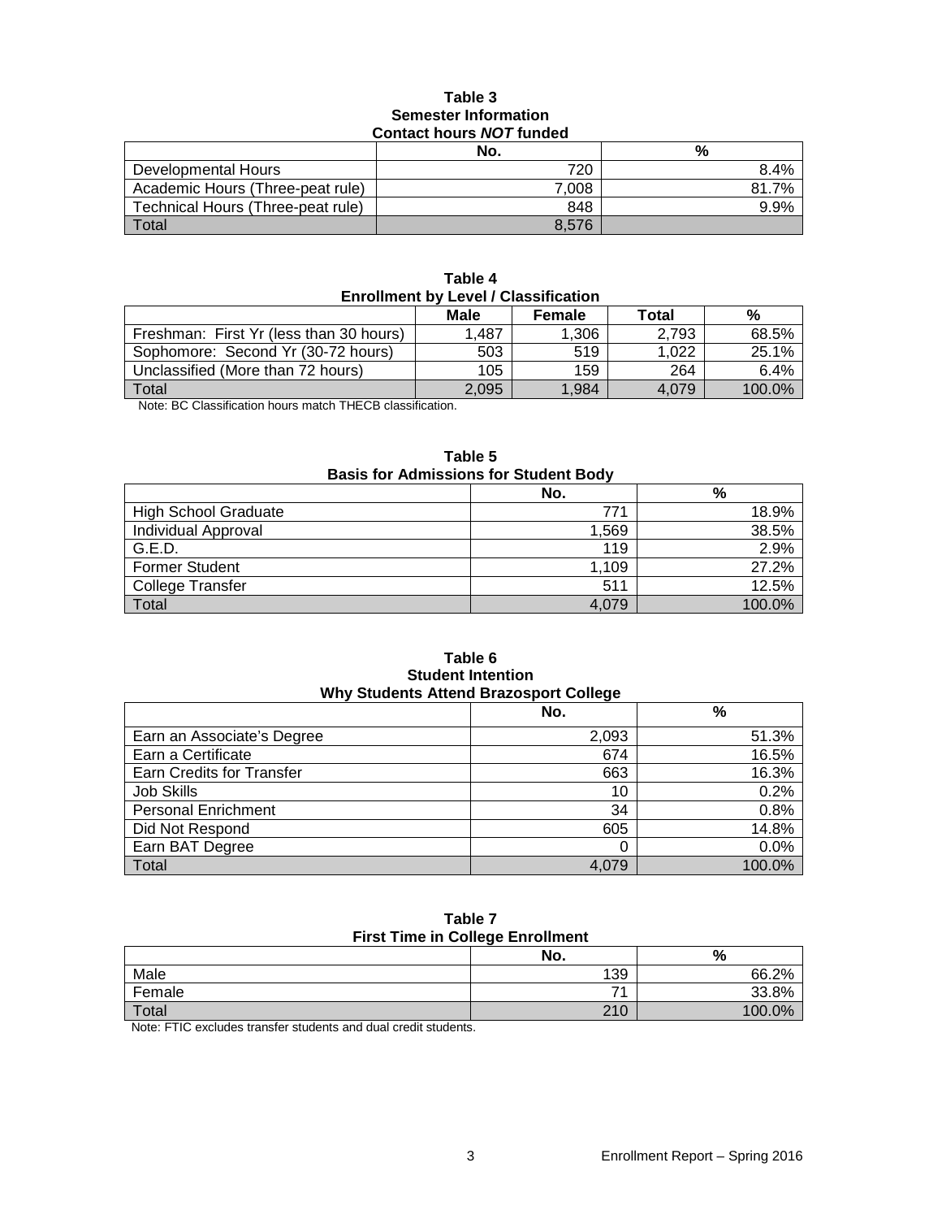**Table 3**
**Semester Information**
**Contact hours *NOT* funded**

| | No. | % |
|---|---:|---:|
| Developmental Hours | 720 | 8.4% |
| Academic Hours (Three-peat rule) | 7,008 | 81.7% |
| Technical Hours (Three-peat rule) | 848 | 9.9% |
| Total | 8,576 | |

**Table 4**
**Enrollment by Level / Classification**

| | Male | Female | Total | % |
|---|---:|---:|---:|---:|
| Freshman: First Yr (less than 30 hours) | 1,487 | 1,306 | 2,793 | 68.5% |
| Sophomore: Second Yr (30-72 hours) | 503 | 519 | 1,022 | 25.1% |
| Unclassified (More than 72 hours) | 105 | 159 | 264 | 6.4% |
| Total | 2,095 | 1,984 | 4,079 | 100.0% |

Note: BC Classification hours match THECB classification.

**Table 5**
**Basis for Admissions for Student Body**

| | No. | % |
|---|---:|---:|
| High School Graduate | 771 | 18.9% |
| Individual Approval | 1,569 | 38.5% |
| G.E.D. | 119 | 2.9% |
| Former Student | 1,109 | 27.2% |
| College Transfer | 511 | 12.5% |
| Total | 4,079 | 100.0% |

**Table 6**
**Student Intention**
**Why Students Attend Brazosport College**

| | No. | % |
|---|---:|---:|
| Earn an Associate's Degree | 2,093 | 51.3% |
| Earn a Certificate | 674 | 16.5% |
| Earn Credits for Transfer | 663 | 16.3% |
| Job Skills | 10 | 0.2% |
| Personal Enrichment | 34 | 0.8% |
| Did Not Respond | 605 | 14.8% |
| Earn BAT Degree | 0 | 0.0% |
| Total | 4,079 | 100.0% |

**Table 7**
**First Time in College Enrollment**

| | No. | % |
|---|---:|---:|
| Male | 139 | 66.2% |
| Female | 71 | 33.8% |
| Total | 210 | 100.0% |

Note: FTIC excludes transfer students and dual credit students.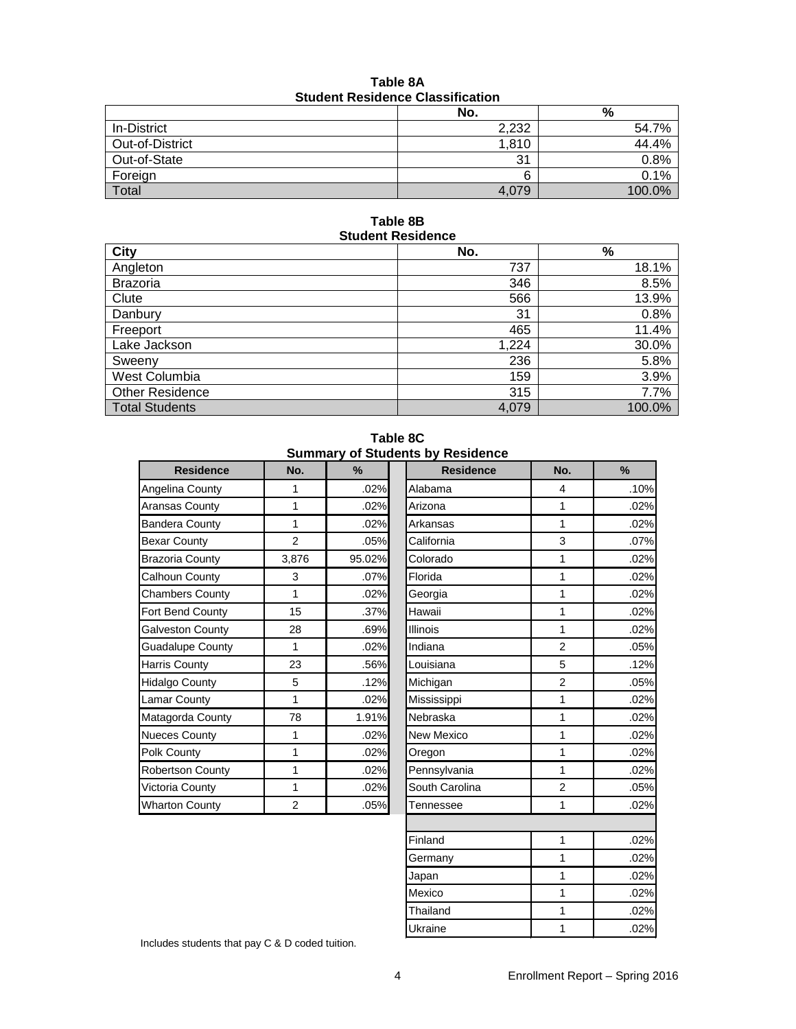**Table 8A**
**Student Residence Classification**

| | No. | % |
|---|---|---|
| In-District | 2,232 | 54.7% |
| Out-of-District | 1,810 | 44.4% |
| Out-of-State | 31 | 0.8% |
| Foreign | 6 | 0.1% |
| Total | 4,079 | 100.0% |

**Table 8B**
**Student Residence**

| City | No. | % |
|---|---|---|
| Angleton | 737 | 18.1% |
| Brazoria | 346 | 8.5% |
| Clute | 566 | 13.9% |
| Danbury | 31 | 0.8% |
| Freeport | 465 | 11.4% |
| Lake Jackson | 1,224 | 30.0% |
| Sweeny | 236 | 5.8% |
| West Columbia | 159 | 3.9% |
| Other Residence | 315 | 7.7% |
| Total Students | 4,079 | 100.0% |

**Table 8C**
**Summary of Students by Residence**

| Residence | No. | % |
|---|---|---|
| Angelina County | 1 | .02% |
| Aransas County | 1 | .02% |
| Bandera County | 1 | .02% |
| Bexar County | 2 | .05% |
| Brazoria County | 3,876 | 95.02% |
| Calhoun County | 3 | .07% |
| Chambers County | 1 | .02% |
| Fort Bend County | 15 | .37% |
| Galveston County | 28 | .69% |
| Guadalupe County | 1 | .02% |
| Harris County | 23 | .56% |
| Hidalgo County | 5 | .12% |
| Lamar County | 1 | .02% |
| Matagorda County | 78 | 1.91% |
| Nueces County | 1 | .02% |
| Polk County | 1 | .02% |
| Robertson County | 1 | .02% |
| Victoria County | 1 | .02% |
| Wharton County | 2 | .05% |

| Residence | No. | % |
|---|---|---|
| Alabama | 4 | .10% |
| Arizona | 1 | .02% |
| Arkansas | 1 | .02% |
| California | 3 | .07% |
| Colorado | 1 | .02% |
| Florida | 1 | .02% |
| Georgia | 1 | .02% |
| Hawaii | 1 | .02% |
| Illinois | 1 | .02% |
| Indiana | 2 | .05% |
| Louisiana | 5 | .12% |
| Michigan | 2 | .05% |
| Mississippi | 1 | .02% |
| Nebraska | 1 | .02% |
| New Mexico | 1 | .02% |
| Oregon | 1 | .02% |
| Pennsylvania | 1 | .02% |
| South Carolina | 2 | .05% |
| Tennessee | 1 | .02% |
| | | |
| Finland | 1 | .02% |
| Germany | 1 | .02% |
| Japan | 1 | .02% |
| Mexico | 1 | .02% |
| Thailand | 1 | .02% |
| Ukraine | 1 | .02% |

Includes students that pay C & D coded tuition.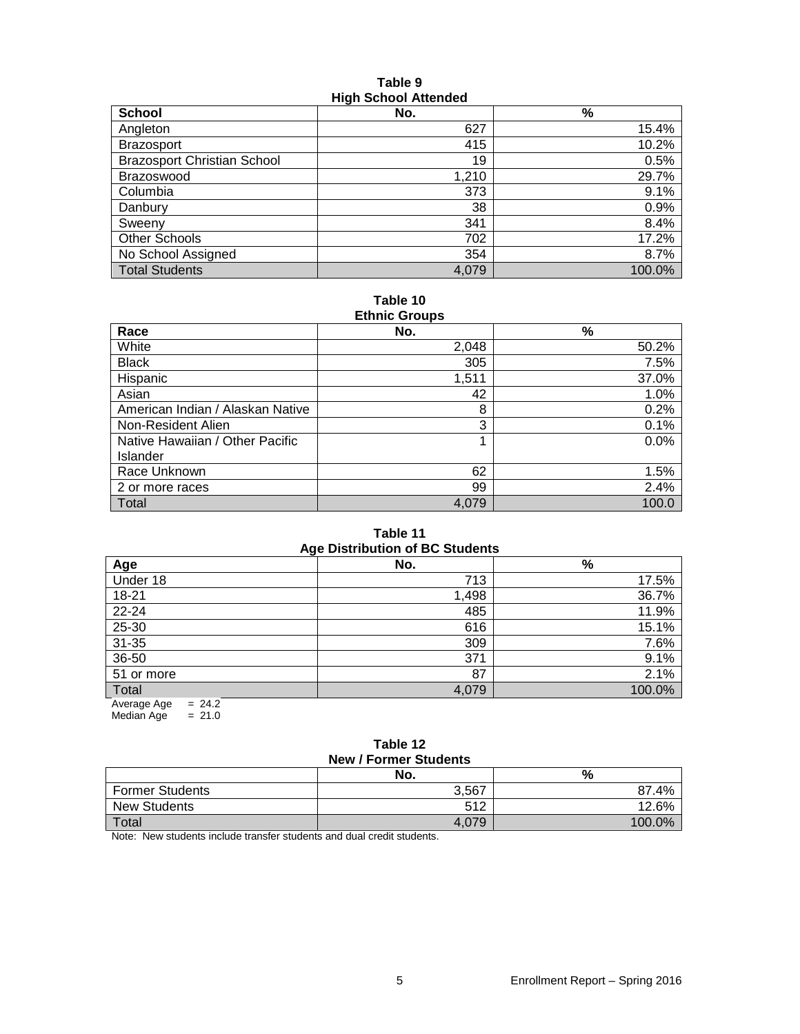**Table 9**
**High School Attended**

| School | No. | % |
|---|---|---|
| Angleton | 627 | 15.4% |
| Brazosport | 415 | 10.2% |
| Brazosport Christian School | 19 | 0.5% |
| Brazoswood | 1,210 | 29.7% |
| Columbia | 373 | 9.1% |
| Danbury | 38 | 0.9% |
| Sweeny | 341 | 8.4% |
| Other Schools | 702 | 17.2% |
| No School Assigned | 354 | 8.7% |
| Total Students | 4,079 | 100.0% |

**Table 10**
**Ethnic Groups**

| Race | No. | % |
|---|---|---|
| White | 2,048 | 50.2% |
| Black | 305 | 7.5% |
| Hispanic | 1,511 | 37.0% |
| Asian | 42 | 1.0% |
| American Indian / Alaskan Native | 8 | 0.2% |
| Non-Resident Alien | 3 | 0.1% |
| Native Hawaiian / Other Pacific Islander | 1 | 0.0% |
| Race Unknown | 62 | 1.5% |
| 2 or more races | 99 | 2.4% |
| Total | 4,079 | 100.0 |

**Table 11**
**Age Distribution of BC Students**

| Age | No. | % |
|---|---|---|
| Under 18 | 713 | 17.5% |
| 18-21 | 1,498 | 36.7% |
| 22-24 | 485 | 11.9% |
| 25-30 | 616 | 15.1% |
| 31-35 | 309 | 7.6% |
| 36-50 | 371 | 9.1% |
| 51 or more | 87 | 2.1% |
| Total | 4,079 | 100.0% |

Average Age = 24.2
Median Age = 21.0

**Table 12**
**New / Former Students**

| | No. | % |
|---|---|---|
| Former Students | 3,567 | 87.4% |
| New Students | 512 | 12.6% |
| Total | 4,079 | 100.0% |

Note: New students include transfer students and dual credit students.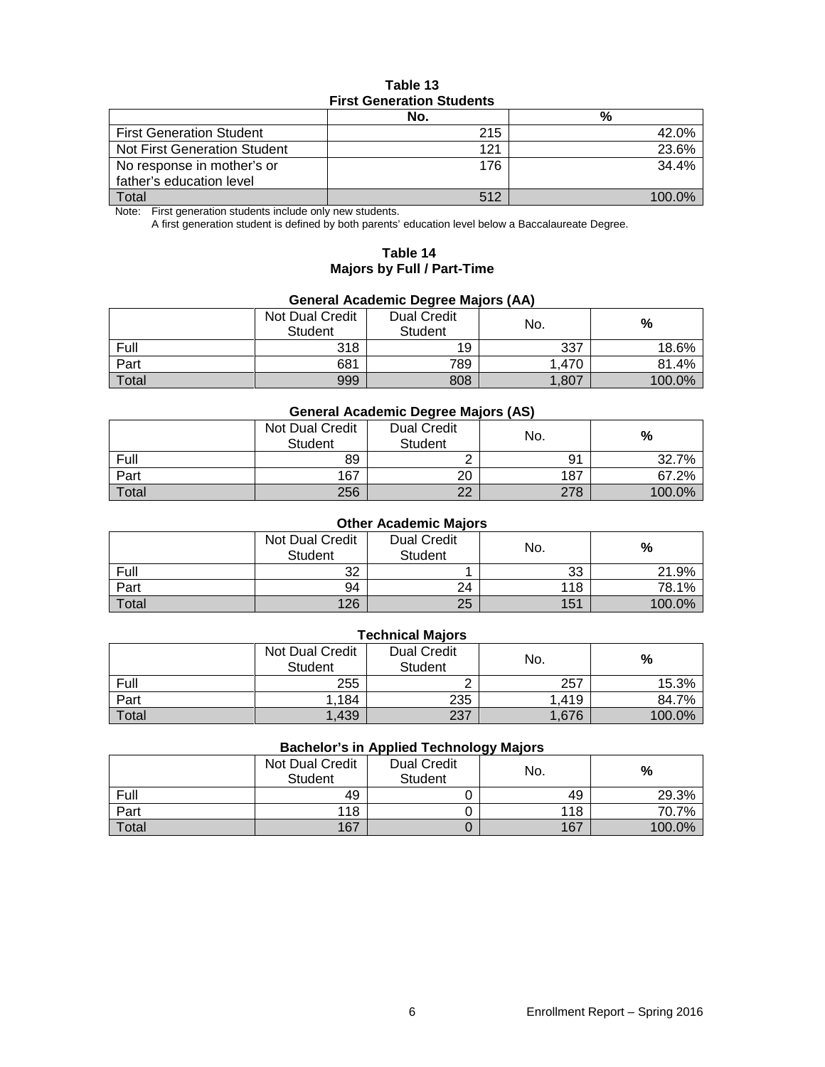**Table 13**
**First Generation Students**

| | No. | % |
|---|---|---|
| First Generation Student | 215 | 42.0% |
| Not First Generation Student | 121 | 23.6% |
| No response in mother's or father's education level | 176 | 34.4% |
| Total | 512 | 100.0% |

Note: First generation students include only new students.
A first generation student is defined by both parents' education level below a Baccalaureate Degree.

**Table 14**
**Majors by Full / Part-Time**

**General Academic Degree Majors (AA)**

| | Not Dual Credit Student | Dual Credit Student | No. | % |
|---|---|---|---|---|
| Full | 318 | 19 | 337 | 18.6% |
| Part | 681 | 789 | 1,470 | 81.4% |
| Total | 999 | 808 | 1,807 | 100.0% |

**General Academic Degree Majors (AS)**

| | Not Dual Credit Student | Dual Credit Student | No. | % |
|---|---|---|---|---|
| Full | 89 | 2 | 91 | 32.7% |
| Part | 167 | 20 | 187 | 67.2% |
| Total | 256 | 22 | 278 | 100.0% |

**Other Academic Majors**

| | Not Dual Credit Student | Dual Credit Student | No. | % |
|---|---|---|---|---|
| Full | 32 | 1 | 33 | 21.9% |
| Part | 94 | 24 | 118 | 78.1% |
| Total | 126 | 25 | 151 | 100.0% |

**Technical Majors**

| | Not Dual Credit Student | Dual Credit Student | No. | % |
|---|---|---|---|---|
| Full | 255 | 2 | 257 | 15.3% |
| Part | 1,184 | 235 | 1,419 | 84.7% |
| Total | 1,439 | 237 | 1,676 | 100.0% |

**Bachelor's in Applied Technology Majors**

| | Not Dual Credit Student | Dual Credit Student | No. | % |
|---|---|---|---|---|
| Full | 49 | 0 | 49 | 29.3% |
| Part | 118 | 0 | 118 | 70.7% |
| Total | 167 | 0 | 167 | 100.0% |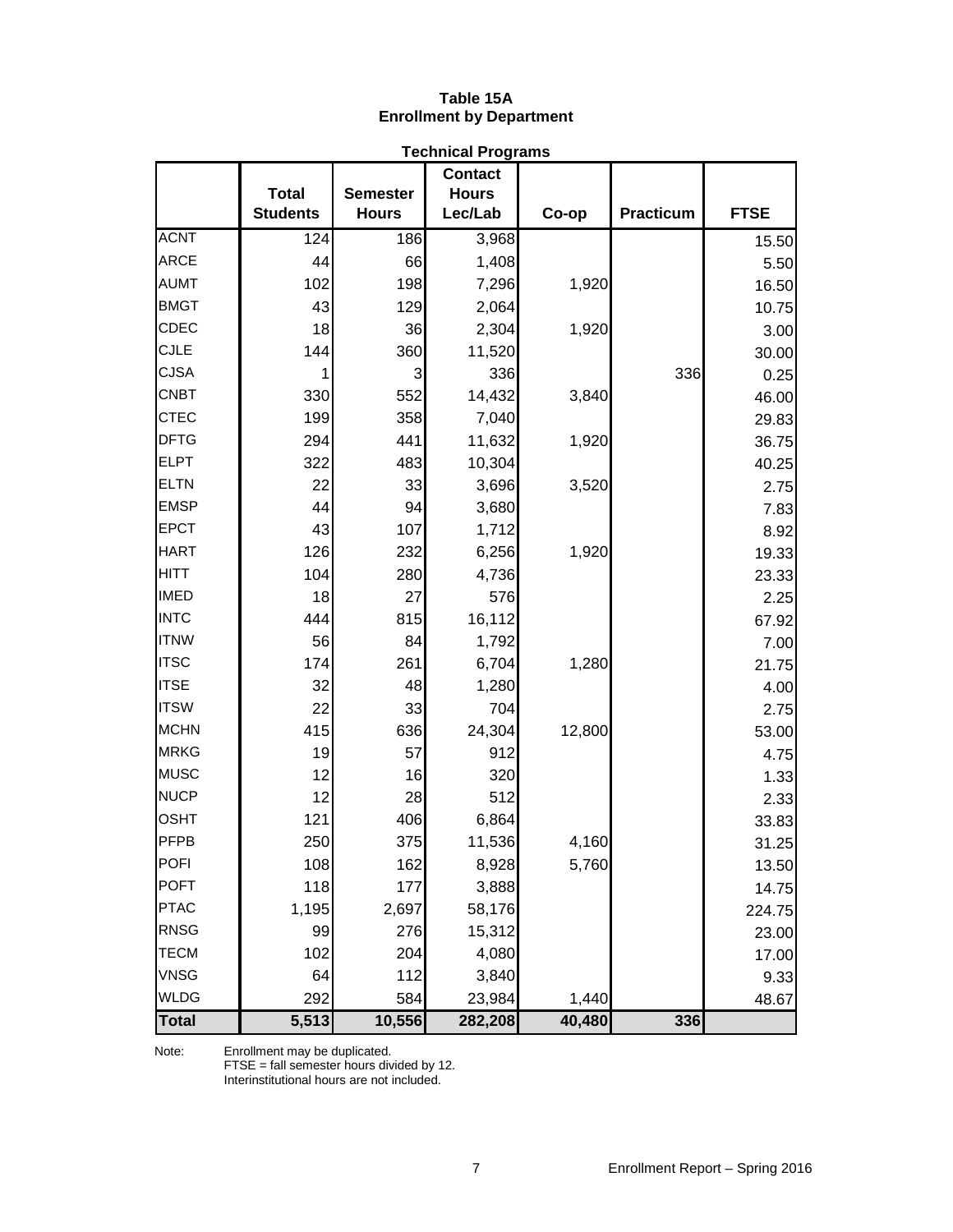**Table 15A**
**Enrollment by Department**

**Technical Programs**

| | Total Students | Semester Hours | Contact Hours Lec/Lab | Co-op | Practicum | FTSE |
|---|---|---|---|---|---|---|
| ACNT | 124 | 186 | 3,968 | | | 15.50 |
| ARCE | 44 | 66 | 1,408 | | | 5.50 |
| AUMT | 102 | 198 | 7,296 | 1,920 | | 16.50 |
| BMGT | 43 | 129 | 2,064 | | | 10.75 |
| CDEC | 18 | 36 | 2,304 | 1,920 | | 3.00 |
| CJLE | 144 | 360 | 11,520 | | | 30.00 |
| CJSA | 1 | 3 | 336 | | 336 | 0.25 |
| CNBT | 330 | 552 | 14,432 | 3,840 | | 46.00 |
| CTEC | 199 | 358 | 7,040 | | | 29.83 |
| DFTG | 294 | 441 | 11,632 | 1,920 | | 36.75 |
| ELPT | 322 | 483 | 10,304 | | | 40.25 |
| ELTN | 22 | 33 | 3,696 | 3,520 | | 2.75 |
| EMSP | 44 | 94 | 3,680 | | | 7.83 |
| EPCT | 43 | 107 | 1,712 | | | 8.92 |
| HART | 126 | 232 | 6,256 | 1,920 | | 19.33 |
| HITT | 104 | 280 | 4,736 | | | 23.33 |
| IMED | 18 | 27 | 576 | | | 2.25 |
| INTC | 444 | 815 | 16,112 | | | 67.92 |
| ITNW | 56 | 84 | 1,792 | | | 7.00 |
| ITSC | 174 | 261 | 6,704 | 1,280 | | 21.75 |
| ITSE | 32 | 48 | 1,280 | | | 4.00 |
| ITSW | 22 | 33 | 704 | | | 2.75 |
| MCHN | 415 | 636 | 24,304 | 12,800 | | 53.00 |
| MRKG | 19 | 57 | 912 | | | 4.75 |
| MUSC | 12 | 16 | 320 | | | 1.33 |
| NUCP | 12 | 28 | 512 | | | 2.33 |
| OSHT | 121 | 406 | 6,864 | | | 33.83 |
| PFPB | 250 | 375 | 11,536 | 4,160 | | 31.25 |
| POFI | 108 | 162 | 8,928 | 5,760 | | 13.50 |
| POFT | 118 | 177 | 3,888 | | | 14.75 |
| PTAC | 1,195 | 2,697 | 58,176 | | | 224.75 |
| RNSG | 99 | 276 | 15,312 | | | 23.00 |
| TECM | 102 | 204 | 4,080 | | | 17.00 |
| VNSG | 64 | 112 | 3,840 | | | 9.33 |
| WLDG | 292 | 584 | 23,984 | 1,440 | | 48.67 |
| **Total** | **5,513** | **10,556** | **282,208** | **40,480** | **336** | |

Note: Enrollment may be duplicated.
FTSE = fall semester hours divided by 12.
Interinstitutional hours are not included.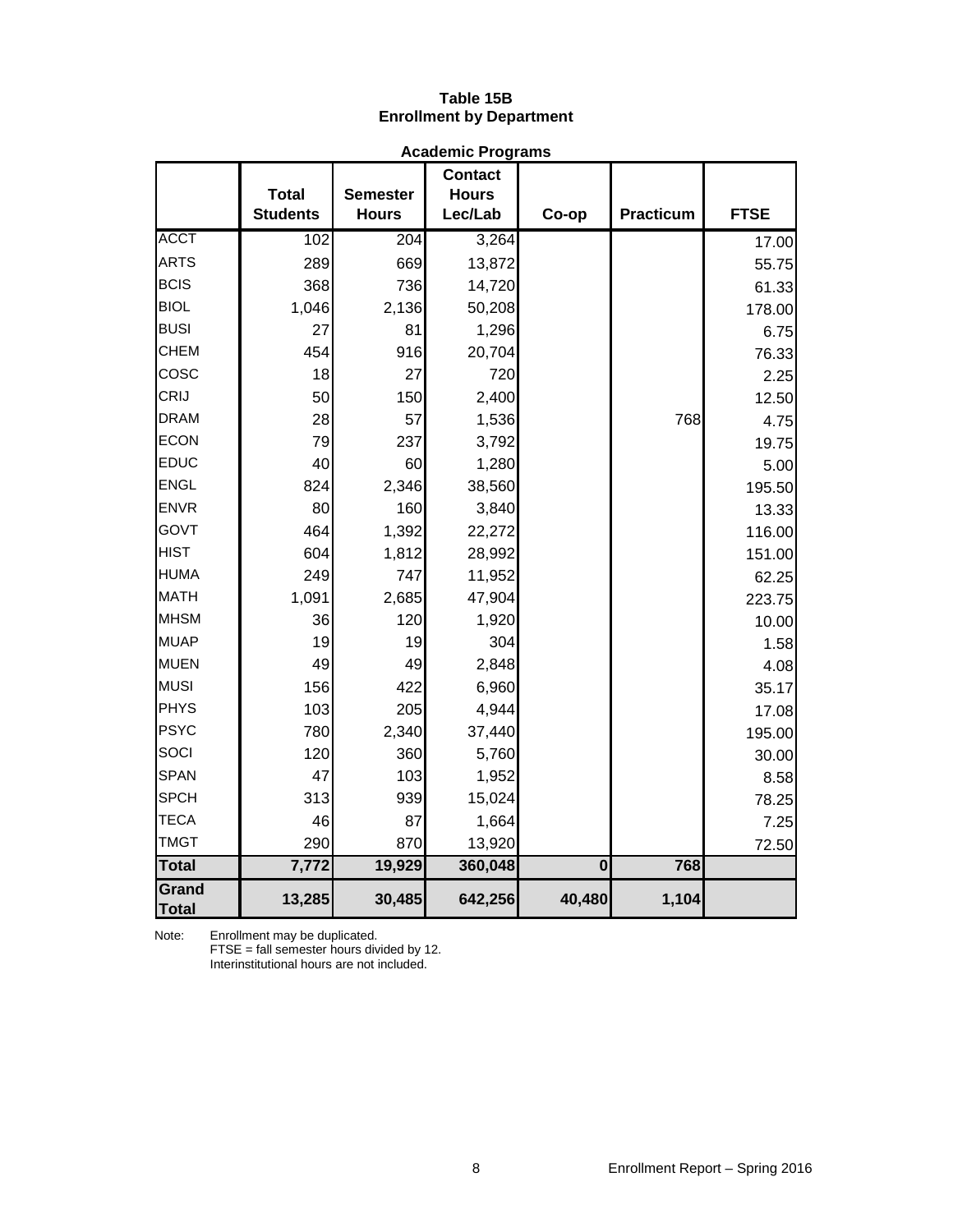# Table 15B
## Enrollment by Department

**Academic Programs**

| | Total Students | Semester Hours | Contact Hours Lec/Lab | Co-op | Practicum | FTSE |
|---|---|---|---|---|---|---|
| ACCT | 102 | 204 | 3,264 | | | 17.00 |
| ARTS | 289 | 669 | 13,872 | | | 55.75 |
| BCIS | 368 | 736 | 14,720 | | | 61.33 |
| BIOL | 1,046 | 2,136 | 50,208 | | | 178.00 |
| BUSI | 27 | 81 | 1,296 | | | 6.75 |
| CHEM | 454 | 916 | 20,704 | | | 76.33 |
| COSC | 18 | 27 | 720 | | | 2.25 |
| CRIJ | 50 | 150 | 2,400 | | | 12.50 |
| DRAM | 28 | 57 | 1,536 | | 768 | 4.75 |
| ECON | 79 | 237 | 3,792 | | | 19.75 |
| EDUC | 40 | 60 | 1,280 | | | 5.00 |
| ENGL | 824 | 2,346 | 38,560 | | | 195.50 |
| ENVR | 80 | 160 | 3,840 | | | 13.33 |
| GOVT | 464 | 1,392 | 22,272 | | | 116.00 |
| HIST | 604 | 1,812 | 28,992 | | | 151.00 |
| HUMA | 249 | 747 | 11,952 | | | 62.25 |
| MATH | 1,091 | 2,685 | 47,904 | | | 223.75 |
| MHSM | 36 | 120 | 1,920 | | | 10.00 |
| MUAP | 19 | 19 | 304 | | | 1.58 |
| MUEN | 49 | 49 | 2,848 | | | 4.08 |
| MUSI | 156 | 422 | 6,960 | | | 35.17 |
| PHYS | 103 | 205 | 4,944 | | | 17.08 |
| PSYC | 780 | 2,340 | 37,440 | | | 195.00 |
| SOCI | 120 | 360 | 5,760 | | | 30.00 |
| SPAN | 47 | 103 | 1,952 | | | 8.58 |
| SPCH | 313 | 939 | 15,024 | | | 78.25 |
| TECA | 46 | 87 | 1,664 | | | 7.25 |
| TMGT | 290 | 870 | 13,920 | | | 72.50 |
| **Total** | **7,772** | **19,929** | **360,048** | **0** | **768** | |
| **Grand Total** | **13,285** | **30,485** | **642,256** | **40,480** | **1,104** | |

Note: Enrollment may be duplicated.
FTSE = fall semester hours divided by 12.
Interinstitutional hours are not included.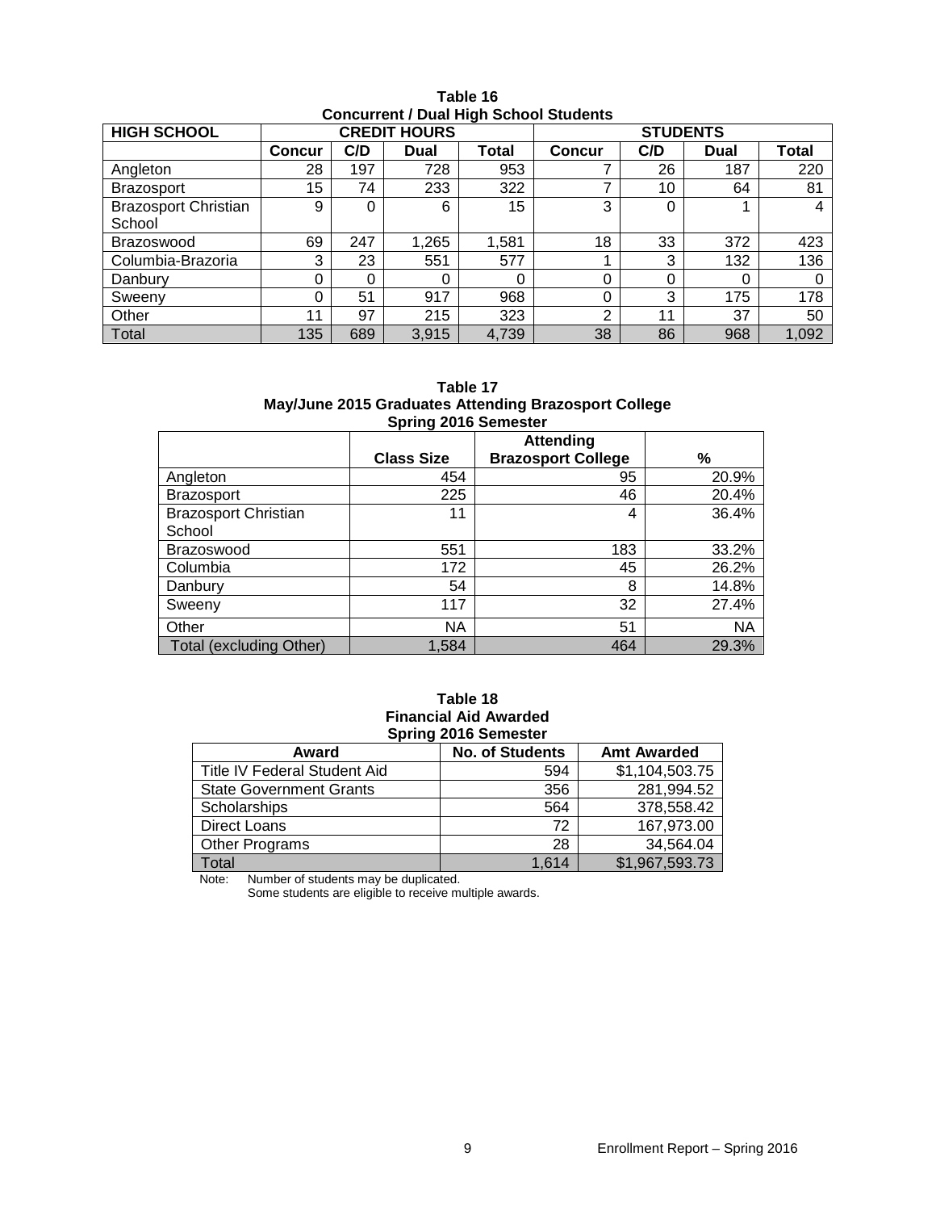**Table 16**
**Concurrent / Dual High School Students**

| HIGH SCHOOL | CREDIT HOURS | | | | STUDENTS | | | |
|---|---|---|---|---|---|---|---|---|
| | Concur | C/D | Dual | Total | Concur | C/D | Dual | Total |
| Angleton | 28 | 197 | 728 | 953 | 7 | 26 | 187 | 220 |
| Brazosport | 15 | 74 | 233 | 322 | 7 | 10 | 64 | 81 |
| Brazosport Christian School | 9 | 0 | 6 | 15 | 3 | 0 | 1 | 4 |
| Brazoswood | 69 | 247 | 1,265 | 1,581 | 18 | 33 | 372 | 423 |
| Columbia-Brazoria | 3 | 23 | 551 | 577 | 1 | 3 | 132 | 136 |
| Danbury | 0 | 0 | 0 | 0 | 0 | 0 | 0 | 0 |
| Sweeny | 0 | 51 | 917 | 968 | 0 | 3 | 175 | 178 |
| Other | 11 | 97 | 215 | 323 | 2 | 11 | 37 | 50 |
| Total | 135 | 689 | 3,915 | 4,739 | 38 | 86 | 968 | 1,092 |

**Table 17**
**May/June 2015 Graduates Attending Brazosport College**
**Spring 2016 Semester**

| | Class Size | Attending Brazosport College | % |
|---|---|---|---|
| Angleton | 454 | 95 | 20.9% |
| Brazosport | 225 | 46 | 20.4% |
| Brazosport Christian School | 11 | 4 | 36.4% |
| Brazoswood | 551 | 183 | 33.2% |
| Columbia | 172 | 45 | 26.2% |
| Danbury | 54 | 8 | 14.8% |
| Sweeny | 117 | 32 | 27.4% |
| Other | NA | 51 | NA |
| Total (excluding Other) | 1,584 | 464 | 29.3% |

**Table 18**
**Financial Aid Awarded**
**Spring 2016 Semester**

| Award | No. of Students | Amt Awarded |
|---|---|---|
| Title IV Federal Student Aid | 594 | $1,104,503.75 |
| State Government Grants | 356 | 281,994.52 |
| Scholarships | 564 | 378,558.42 |
| Direct Loans | 72 | 167,973.00 |
| Other Programs | 28 | 34,564.04 |
| Total | 1,614 | $1,967,593.73 |

Note: Number of students may be duplicated.
Some students are eligible to receive multiple awards.